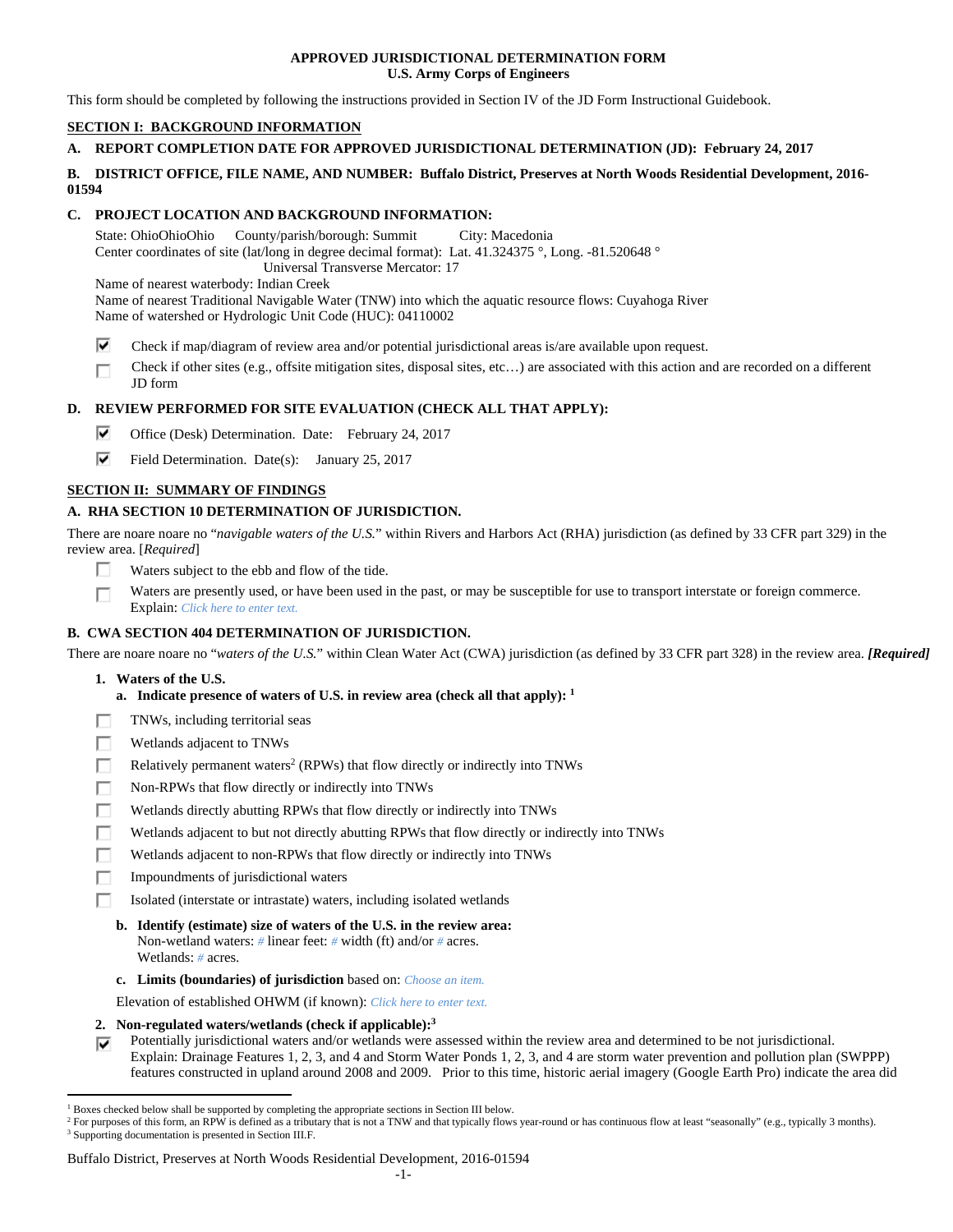**APPROVED JURISDICTIONAL DETERMINATION FORM**
**U.S. Army Corps of Engineers**

This form should be completed by following the instructions provided in Section IV of the JD Form Instructional Guidebook.

## SECTION I: BACKGROUND INFORMATION

**A. REPORT COMPLETION DATE FOR APPROVED JURISDICTIONAL DETERMINATION (JD): February 24, 2017**

**B. DISTRICT OFFICE, FILE NAME, AND NUMBER: Buffalo District, Preserves at North Woods Residential Development, 2016-01594**

**C. PROJECT LOCATION AND BACKGROUND INFORMATION:**

State: OhioOhioOhio County/parish/borough: Summit City: Macedonia
Center coordinates of site (lat/long in degree decimal format): Lat. 41.324375 °, Long. -81.520648 °
Universal Transverse Mercator: 17
Name of nearest waterbody: Indian Creek
Name of nearest Traditional Navigable Water (TNW) into which the aquatic resource flows: Cuyahoga River
Name of watershed or Hydrologic Unit Code (HUC): 04110002

☑ Check if map/diagram of review area and/or potential jurisdictional areas is/are available upon request.
☐ Check if other sites (e.g., offsite mitigation sites, disposal sites, etc…) are associated with this action and are recorded on a different JD form

**D. REVIEW PERFORMED FOR SITE EVALUATION (CHECK ALL THAT APPLY):**

☑ Office (Desk) Determination. Date: February 24, 2017
☑ Field Determination. Date(s): January 25, 2017

## SECTION II: SUMMARY OF FINDINGS

**A. RHA SECTION 10 DETERMINATION OF JURISDICTION.**

There are noare noare no "*navigable waters of the U.S.*" within Rivers and Harbors Act (RHA) jurisdiction (as defined by 33 CFR part 329) in the review area. [*Required*]

☐ Waters subject to the ebb and flow of the tide.
☐ Waters are presently used, or have been used in the past, or may be susceptible for use to transport interstate or foreign commerce. Explain: *Click here to enter text.*

**B. CWA SECTION 404 DETERMINATION OF JURISDICTION.**

There are noare noare no "*waters of the U.S.*" within Clean Water Act (CWA) jurisdiction (as defined by 33 CFR part 328) in the review area. ***[Required]***

**1. Waters of the U.S.**

**a. Indicate presence of waters of U.S. in review area (check all that apply):** [1]

☐ TNWs, including territorial seas
☐ Wetlands adjacent to TNWs
☐ Relatively permanent waters[2] (RPWs) that flow directly or indirectly into TNWs
☐ Non-RPWs that flow directly or indirectly into TNWs
☐ Wetlands directly abutting RPWs that flow directly or indirectly into TNWs
☐ Wetlands adjacent to but not directly abutting RPWs that flow directly or indirectly into TNWs
☐ Wetlands adjacent to non-RPWs that flow directly or indirectly into TNWs
☐ Impoundments of jurisdictional waters
☐ Isolated (interstate or intrastate) waters, including isolated wetlands

**b. Identify (estimate) size of waters of the U.S. in the review area:**
Non-wetland waters: # linear feet: # width (ft) and/or # acres.
Wetlands: # acres.

**c. Limits (boundaries) of jurisdiction** based on: *Choose an item.*

Elevation of established OHWM (if known): *Click here to enter text.*

**2. Non-regulated waters/wetlands (check if applicable):**[3]

☑ Potentially jurisdictional waters and/or wetlands were assessed within the review area and determined to be not jurisdictional. Explain: Drainage Features 1, 2, 3, and 4 and Storm Water Ponds 1, 2, 3, and 4 are storm water prevention and pollution plan (SWPPP) features constructed in upland around 2008 and 2009. Prior to this time, historic aerial imagery (Google Earth Pro) indicate the area did

---

[1] Boxes checked below shall be supported by completing the appropriate sections in Section III below.
[2] For purposes of this form, an RPW is defined as a tributary that is not a TNW and that typically flows year-round or has continuous flow at least "seasonally" (e.g., typically 3 months).
[3] Supporting documentation is presented in Section III.F.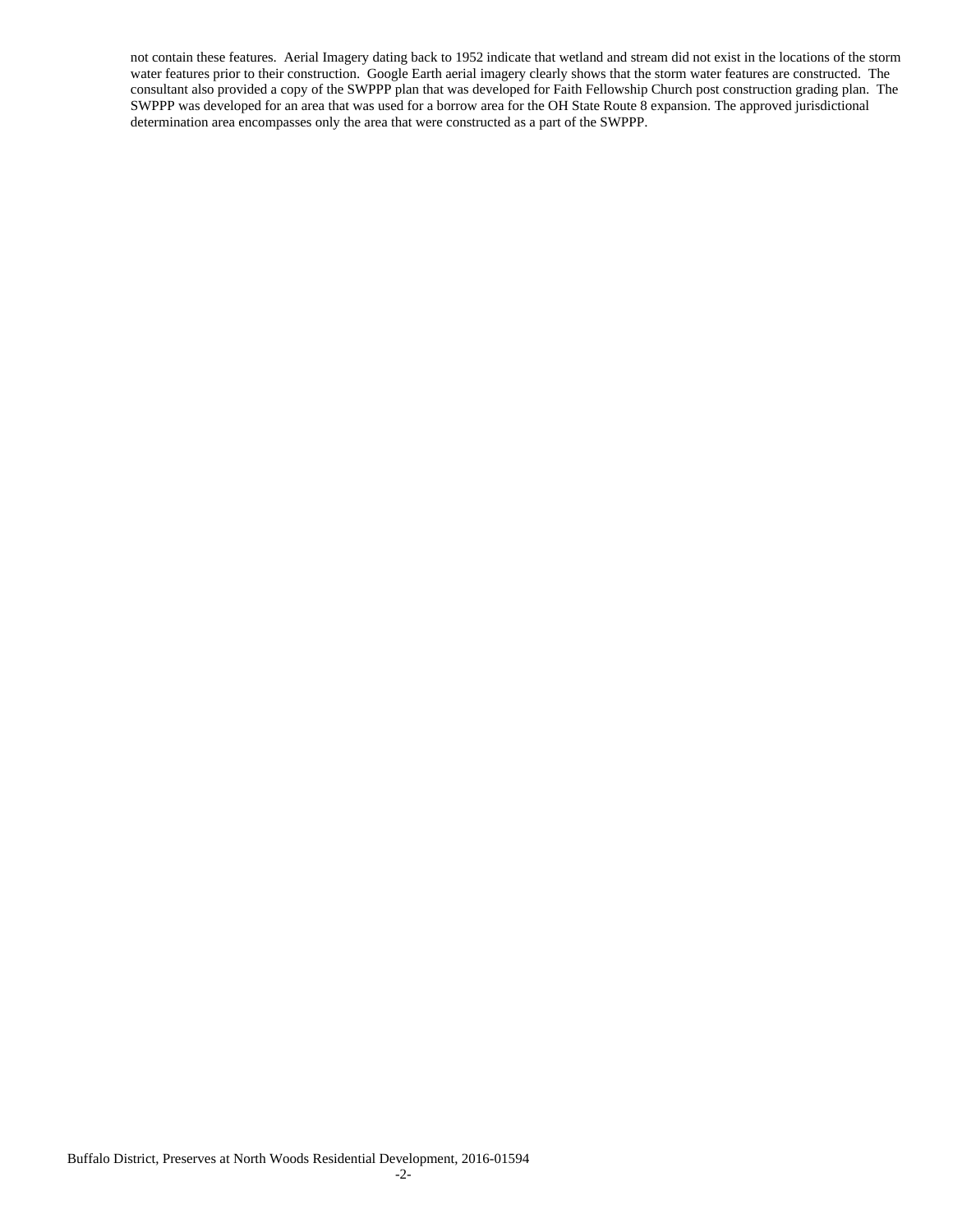not contain these features. Aerial Imagery dating back to 1952 indicate that wetland and stream did not exist in the locations of the storm water features prior to their construction. Google Earth aerial imagery clearly shows that the storm water features are constructed. The consultant also provided a copy of the SWPPP plan that was developed for Faith Fellowship Church post construction grading plan. The SWPPP was developed for an area that was used for a borrow area for the OH State Route 8 expansion. The approved jurisdictional determination area encompasses only the area that were constructed as a part of the SWPPP.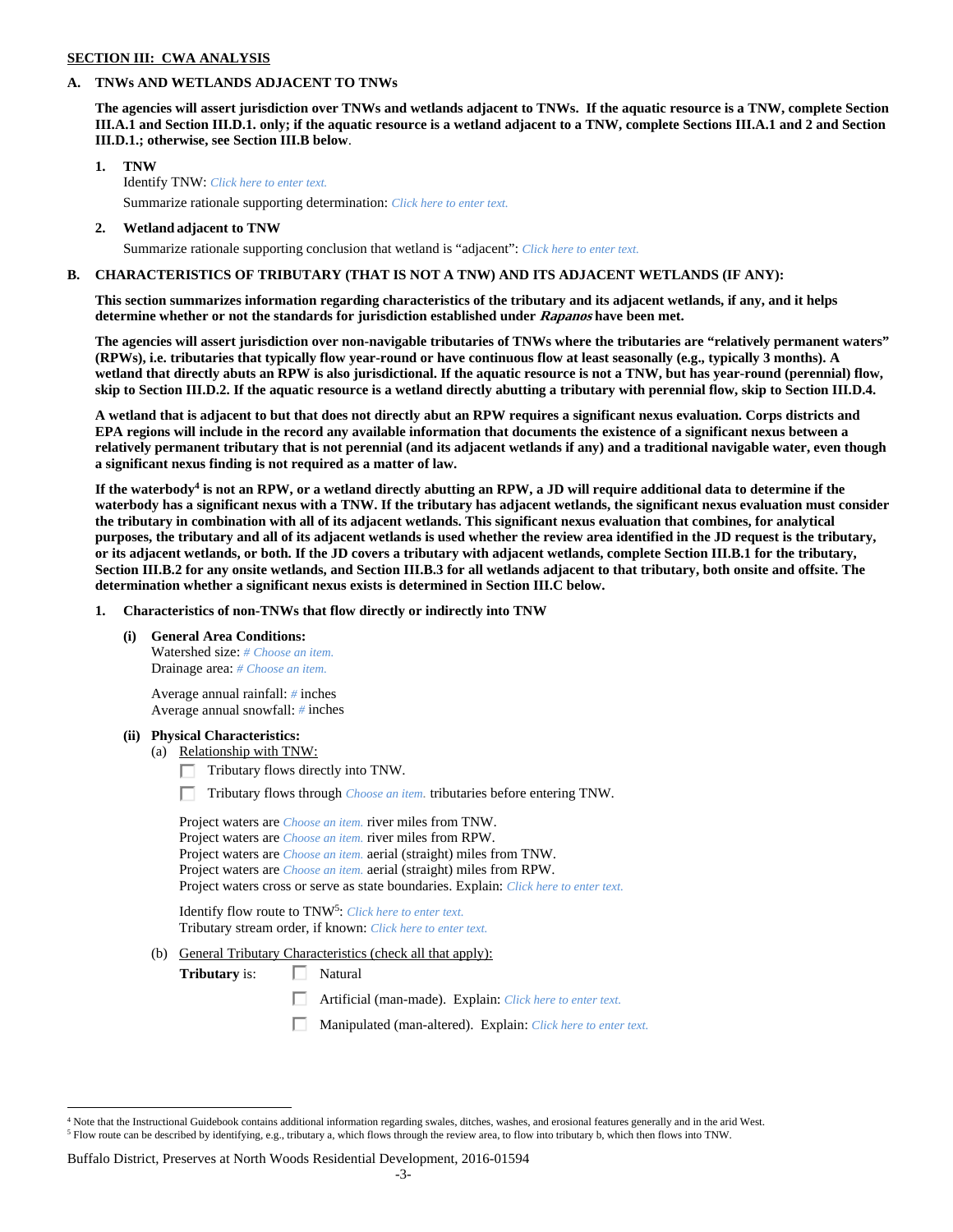**SECTION III: CWA ANALYSIS**

**A. TNWs AND WETLANDS ADJACENT TO TNWs**

**The agencies will assert jurisdiction over TNWs and wetlands adjacent to TNWs. If the aquatic resource is a TNW, complete Section III.A.1 and Section III.D.1. only; if the aquatic resource is a wetland adjacent to a TNW, complete Sections III.A.1 and 2 and Section III.D.1.; otherwise, see Section III.B below**.

**1. TNW**

Identify TNW: *Click here to enter text.*

Summarize rationale supporting determination: *Click here to enter text.*

**2. Wetland adjacent to TNW**

Summarize rationale supporting conclusion that wetland is "adjacent": *Click here to enter text.*

**B. CHARACTERISTICS OF TRIBUTARY (THAT IS NOT A TNW) AND ITS ADJACENT WETLANDS (IF ANY):**

**This section summarizes information regarding characteristics of the tributary and its adjacent wetlands, if any, and it helps determine whether or not the standards for jurisdiction established under *Rapanos* have been met.**

**The agencies will assert jurisdiction over non-navigable tributaries of TNWs where the tributaries are "relatively permanent waters" (RPWs), i.e. tributaries that typically flow year-round or have continuous flow at least seasonally (e.g., typically 3 months). A wetland that directly abuts an RPW is also jurisdictional. If the aquatic resource is not a TNW, but has year-round (perennial) flow, skip to Section III.D.2. If the aquatic resource is a wetland directly abutting a tributary with perennial flow, skip to Section III.D.4.**

**A wetland that is adjacent to but that does not directly abut an RPW requires a significant nexus evaluation. Corps districts and EPA regions will include in the record any available information that documents the existence of a significant nexus between a relatively permanent tributary that is not perennial (and its adjacent wetlands if any) and a traditional navigable water, even though a significant nexus finding is not required as a matter of law.**

**If the waterbody[4] is not an RPW, or a wetland directly abutting an RPW, a JD will require additional data to determine if the waterbody has a significant nexus with a TNW. If the tributary has adjacent wetlands, the significant nexus evaluation must consider the tributary in combination with all of its adjacent wetlands. This significant nexus evaluation that combines, for analytical purposes, the tributary and all of its adjacent wetlands is used whether the review area identified in the JD request is the tributary, or its adjacent wetlands, or both. If the JD covers a tributary with adjacent wetlands, complete Section III.B.1 for the tributary, Section III.B.2 for any onsite wetlands, and Section III.B.3 for all wetlands adjacent to that tributary, both onsite and offsite. The determination whether a significant nexus exists is determined in Section III.C below.**

**1. Characteristics of non-TNWs that flow directly or indirectly into TNW**

**(i) General Area Conditions:**

Watershed size: *# Choose an item.*
Drainage area: *# Choose an item.*

Average annual rainfall: *#* inches
Average annual snowfall: *#* inches

**(ii) Physical Characteristics:**

(a) Relationship with TNW:

☐ Tributary flows directly into TNW.

☐ Tributary flows through *Choose an item.* tributaries before entering TNW.

Project waters are *Choose an item.* river miles from TNW.
Project waters are *Choose an item.* river miles from RPW.
Project waters are *Choose an item.* aerial (straight) miles from TNW.
Project waters are *Choose an item.* aerial (straight) miles from RPW.
Project waters cross or serve as state boundaries. Explain: *Click here to enter text.*

Identify flow route to TNW[5]: *Click here to enter text.*
Tributary stream order, if known: *Click here to enter text.*

(b) General Tributary Characteristics (check all that apply):

**Tributary** is: ☐ Natural

☐ Artificial (man-made). Explain: *Click here to enter text.*

☐ Manipulated (man-altered). Explain: *Click here to enter text.*

---

[4] Note that the Instructional Guidebook contains additional information regarding swales, ditches, washes, and erosional features generally and in the arid West.
[5] Flow route can be described by identifying, e.g., tributary a, which flows through the review area, to flow into tributary b, which then flows into TNW.

Buffalo District, Preserves at North Woods Residential Development, 2016-01594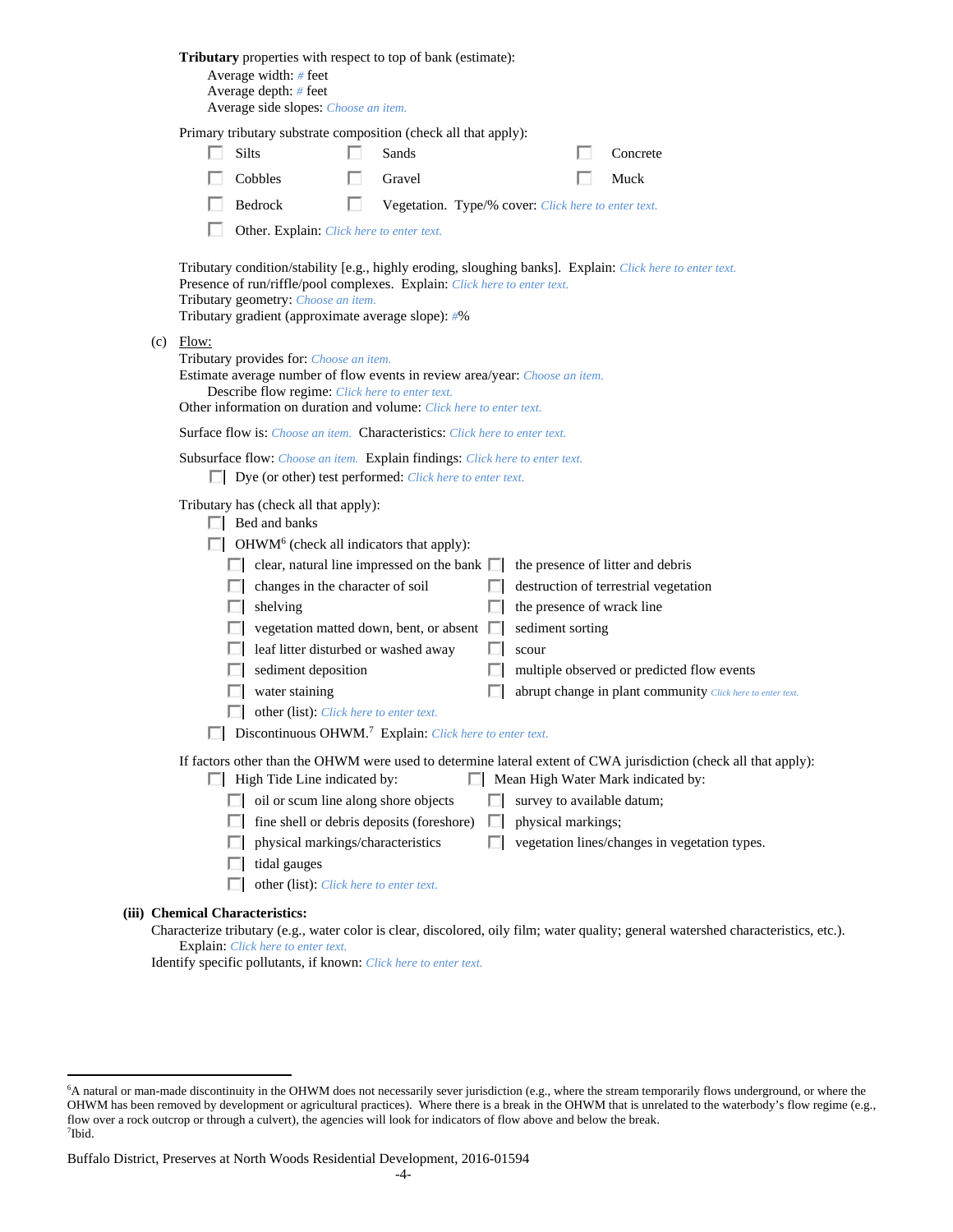**Tributary** properties with respect to top of bank (estimate):

Average width: # feet
Average depth: # feet
Average side slopes: Choose an item.

Primary tributary substrate composition (check all that apply):

- ☐ Silts
- ☐ Sands
- ☐ Concrete
- ☐ Cobbles
- ☐ Gravel
- ☐ Muck
- ☐ Bedrock
- ☐ Vegetation. Type/% cover: Click here to enter text.
- ☐ Other. Explain: Click here to enter text.

Tributary condition/stability [e.g., highly eroding, sloughing banks]. Explain: Click here to enter text.
Presence of run/riffle/pool complexes. Explain: Click here to enter text.
Tributary geometry: Choose an item.
Tributary gradient (approximate average slope): #%

(c) Flow:

Tributary provides for: Choose an item.
Estimate average number of flow events in review area/year: Choose an item.
Describe flow regime: Click here to enter text.
Other information on duration and volume: Click here to enter text.

Surface flow is: Choose an item. Characteristics: Click here to enter text.

Subsurface flow: Choose an item. Explain findings: Click here to enter text.

- ☐ Dye (or other) test performed: Click here to enter text.

Tributary has (check all that apply):

- ☐ Bed and banks
- ☐ OHWM[6] (check all indicators that apply):
  - ☐ clear, natural line impressed on the bank
  - ☐ the presence of litter and debris
  - ☐ changes in the character of soil
  - ☐ destruction of terrestrial vegetation
  - ☐ shelving
  - ☐ the presence of wrack line
  - ☐ vegetation matted down, bent, or absent
  - ☐ sediment sorting
  - ☐ leaf litter disturbed or washed away
  - ☐ scour
  - ☐ sediment deposition
  - ☐ multiple observed or predicted flow events
  - ☐ water staining
  - ☐ abrupt change in plant community Click here to enter text.
  - ☐ other (list): Click here to enter text.
- ☐ Discontinuous OHWM.[7] Explain: Click here to enter text.

If factors other than the OHWM were used to determine lateral extent of CWA jurisdiction (check all that apply):

- ☐ High Tide Line indicated by:
  - ☐ oil or scum line along shore objects
  - ☐ fine shell or debris deposits (foreshore)
  - ☐ physical markings/characteristics
  - ☐ tidal gauges
  - ☐ other (list): Click here to enter text.
- ☐ Mean High Water Mark indicated by:
  - ☐ survey to available datum;
  - ☐ physical markings;
  - ☐ vegetation lines/changes in vegetation types.

**(iii) Chemical Characteristics:**

Characterize tributary (e.g., water color is clear, discolored, oily film; water quality; general watershed characteristics, etc.).
Explain: Click here to enter text.
Identify specific pollutants, if known: Click here to enter text.

---

[6]A natural or man-made discontinuity in the OHWM does not necessarily sever jurisdiction (e.g., where the stream temporarily flows underground, or where the OHWM has been removed by development or agricultural practices). Where there is a break in the OHWM that is unrelated to the waterbody's flow regime (e.g., flow over a rock outcrop or through a culvert), the agencies will look for indicators of flow above and below the break.
[7]Ibid.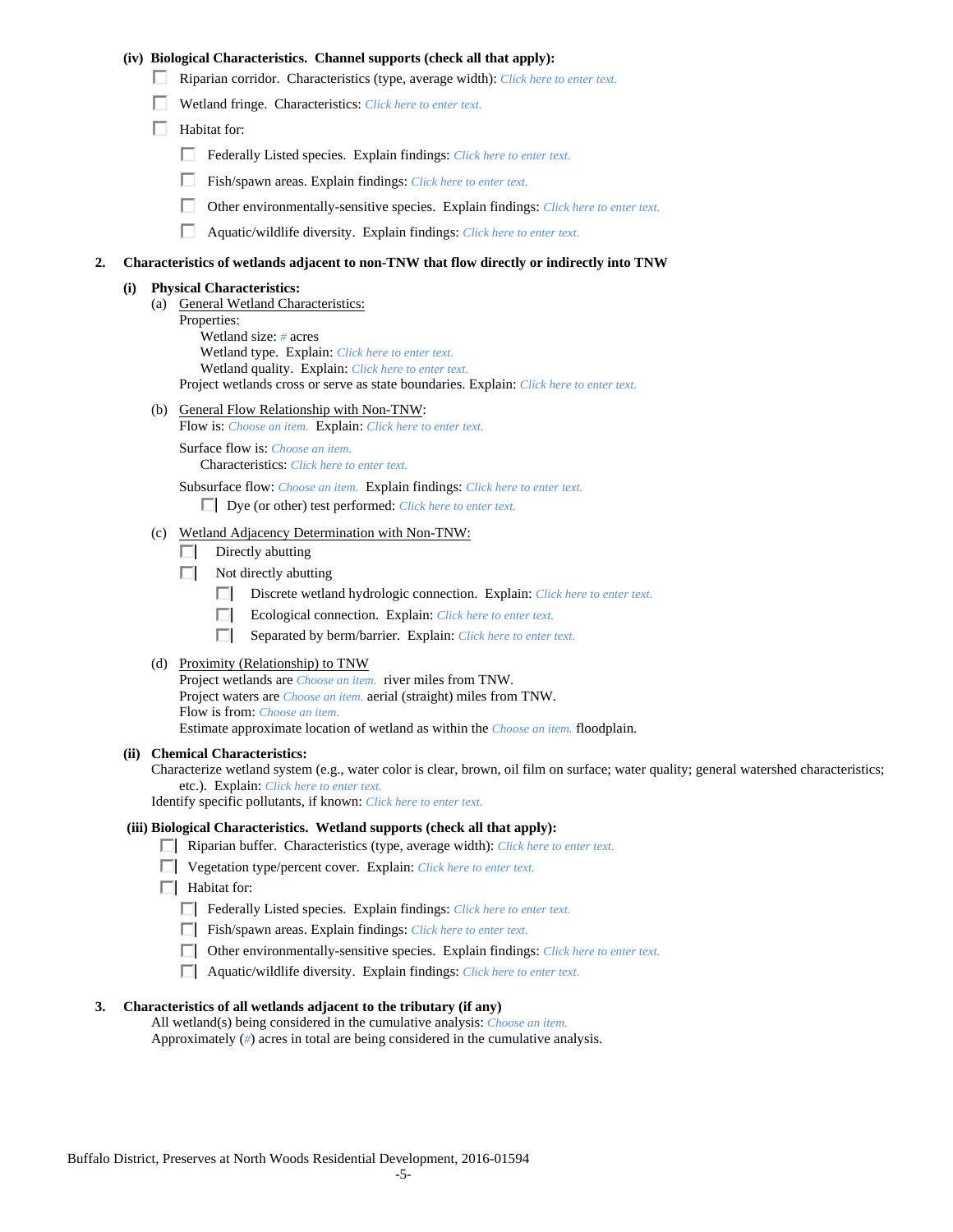**(iv) Biological Characteristics. Channel supports (check all that apply):**

- ☐ Riparian corridor. Characteristics (type, average width): *Click here to enter text.*
- ☐ Wetland fringe. Characteristics: *Click here to enter text.*
- ☐ Habitat for:
  - ☐ Federally Listed species. Explain findings: *Click here to enter text.*
  - ☐ Fish/spawn areas. Explain findings: *Click here to enter text.*
  - ☐ Other environmentally-sensitive species. Explain findings: *Click here to enter text.*
  - ☐ Aquatic/wildlife diversity. Explain findings: *Click here to enter text.*

**2. Characteristics of wetlands adjacent to non-TNW that flow directly or indirectly into TNW**

**(i) Physical Characteristics:**

(a) General Wetland Characteristics:

Properties:

Wetland size: *#* acres

Wetland type. Explain: *Click here to enter text.*

Wetland quality. Explain: *Click here to enter text.*

Project wetlands cross or serve as state boundaries. Explain: *Click here to enter text.*

(b) General Flow Relationship with Non-TNW:

Flow is: *Choose an item.* Explain: *Click here to enter text.*

Surface flow is: *Choose an item.*

Characteristics: *Click here to enter text.*

Subsurface flow: *Choose an item.* Explain findings: *Click here to enter text.*

- ☐ Dye (or other) test performed: *Click here to enter text.*

(c) Wetland Adjacency Determination with Non-TNW:

- ☐ Directly abutting
- ☐ Not directly abutting
  - ☐ Discrete wetland hydrologic connection. Explain: *Click here to enter text.*
  - ☐ Ecological connection. Explain: *Click here to enter text.*
  - ☐ Separated by berm/barrier. Explain: *Click here to enter text.*

(d) Proximity (Relationship) to TNW

Project wetlands are *Choose an item.* river miles from TNW.

Project waters are *Choose an item.* aerial (straight) miles from TNW.

Flow is from: *Choose an item.*

Estimate approximate location of wetland as within the *Choose an item.* floodplain.

**(ii) Chemical Characteristics:**

Characterize wetland system (e.g., water color is clear, brown, oil film on surface; water quality; general watershed characteristics; etc.). Explain: *Click here to enter text.*

Identify specific pollutants, if known: *Click here to enter text.*

**(iii) Biological Characteristics. Wetland supports (check all that apply):**

- ☐ Riparian buffer. Characteristics (type, average width): *Click here to enter text.*
- ☐ Vegetation type/percent cover. Explain: *Click here to enter text.*
- ☐ Habitat for:
  - ☐ Federally Listed species. Explain findings: *Click here to enter text.*
  - ☐ Fish/spawn areas. Explain findings: *Click here to enter text.*
  - ☐ Other environmentally-sensitive species. Explain findings: *Click here to enter text.*
  - ☐ Aquatic/wildlife diversity. Explain findings: *Click here to enter text.*

**3. Characteristics of all wetlands adjacent to the tributary (if any)**

All wetland(s) being considered in the cumulative analysis: *Choose an item.*

Approximately (*#*) acres in total are being considered in the cumulative analysis.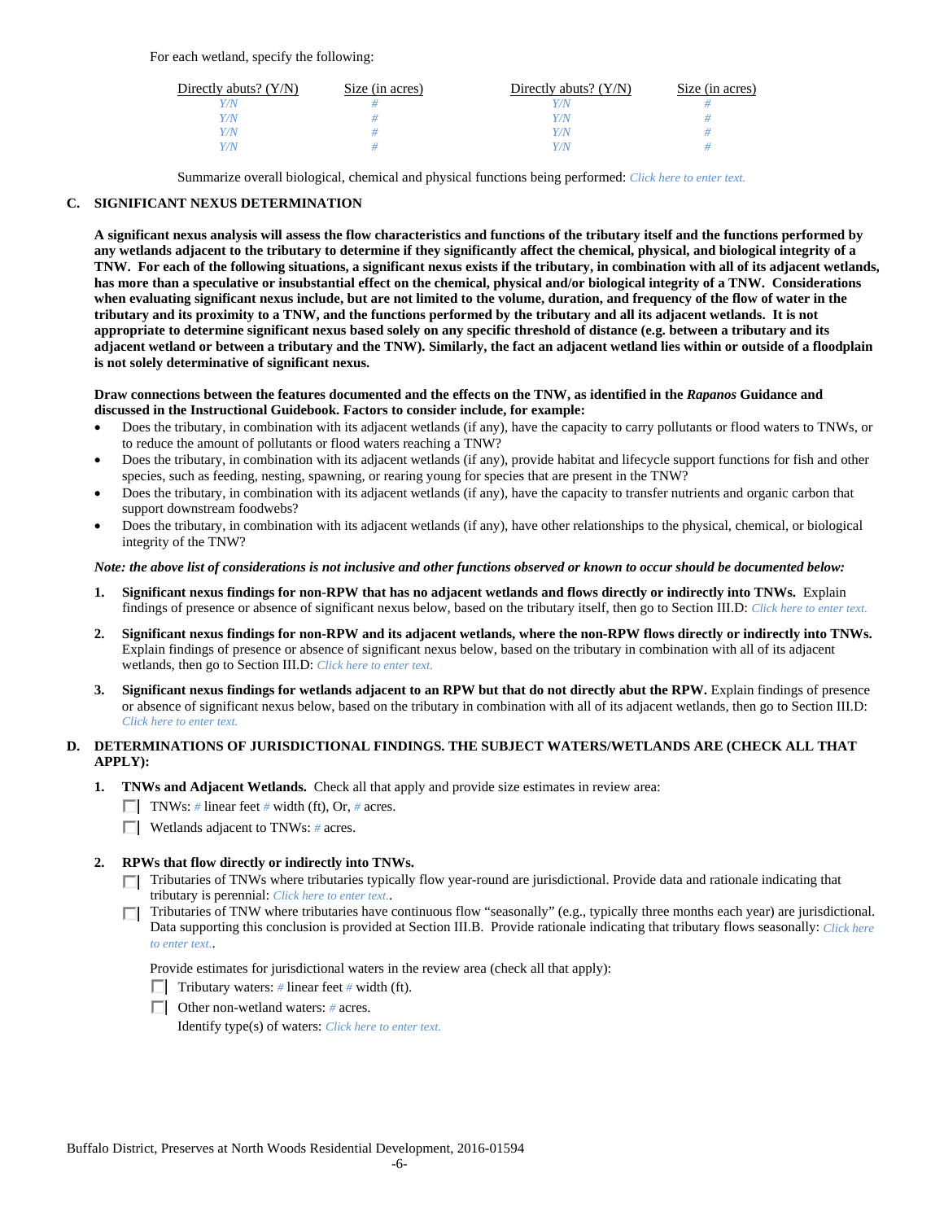For each wetland, specify the following:

| Directly abuts? (Y/N) | Size (in acres) | Directly abuts? (Y/N) | Size (in acres) |
|---|---|---|---|
| Y/N | # | Y/N | # |
| Y/N | # | Y/N | # |
| Y/N | # | Y/N | # |
| Y/N | # | Y/N | # |

Summarize overall biological, chemical and physical functions being performed: Click here to enter text.

## C. SIGNIFICANT NEXUS DETERMINATION

**A significant nexus analysis will assess the flow characteristics and functions of the tributary itself and the functions performed by any wetlands adjacent to the tributary to determine if they significantly affect the chemical, physical, and biological integrity of a TNW. For each of the following situations, a significant nexus exists if the tributary, in combination with all of its adjacent wetlands, has more than a speculative or insubstantial effect on the chemical, physical and/or biological integrity of a TNW. Considerations when evaluating significant nexus include, but are not limited to the volume, duration, and frequency of the flow of water in the tributary and its proximity to a TNW, and the functions performed by the tributary and all its adjacent wetlands. It is not appropriate to determine significant nexus based solely on any specific threshold of distance (e.g. between a tributary and its adjacent wetland or between a tributary and the TNW). Similarly, the fact an adjacent wetland lies within or outside of a floodplain is not solely determinative of significant nexus.**

**Draw connections between the features documented and the effects on the TNW, as identified in the *Rapanos* Guidance and discussed in the Instructional Guidebook. Factors to consider include, for example:**

- Does the tributary, in combination with its adjacent wetlands (if any), have the capacity to carry pollutants or flood waters to TNWs, or to reduce the amount of pollutants or flood waters reaching a TNW?
- Does the tributary, in combination with its adjacent wetlands (if any), provide habitat and lifecycle support functions for fish and other species, such as feeding, nesting, spawning, or rearing young for species that are present in the TNW?
- Does the tributary, in combination with its adjacent wetlands (if any), have the capacity to transfer nutrients and organic carbon that support downstream foodwebs?
- Does the tributary, in combination with its adjacent wetlands (if any), have other relationships to the physical, chemical, or biological integrity of the TNW?

***Note: the above list of considerations is not inclusive and other functions observed or known to occur should be documented below:***

1. **Significant nexus findings for non-RPW that has no adjacent wetlands and flows directly or indirectly into TNWs.** Explain findings of presence or absence of significant nexus below, based on the tributary itself, then go to Section III.D: Click here to enter text.

2. **Significant nexus findings for non-RPW and its adjacent wetlands, where the non-RPW flows directly or indirectly into TNWs.** Explain findings of presence or absence of significant nexus below, based on the tributary in combination with all of its adjacent wetlands, then go to Section III.D: Click here to enter text.

3. **Significant nexus findings for wetlands adjacent to an RPW but that do not directly abut the RPW.** Explain findings of presence or absence of significant nexus below, based on the tributary in combination with all of its adjacent wetlands, then go to Section III.D: Click here to enter text.

## D. DETERMINATIONS OF JURISDICTIONAL FINDINGS. THE SUBJECT WATERS/WETLANDS ARE (CHECK ALL THAT APPLY):

1. **TNWs and Adjacent Wetlands.** Check all that apply and provide size estimates in review area:
   - ☐ TNWs: # linear feet # width (ft), Or, # acres.
   - ☐ Wetlands adjacent to TNWs: # acres.

2. **RPWs that flow directly or indirectly into TNWs.**
   - ☐ Tributaries of TNWs where tributaries typically flow year-round are jurisdictional. Provide data and rationale indicating that tributary is perennial: Click here to enter text..
   - ☐ Tributaries of TNW where tributaries have continuous flow "seasonally" (e.g., typically three months each year) are jurisdictional. Data supporting this conclusion is provided at Section III.B. Provide rationale indicating that tributary flows seasonally: Click here to enter text..

   Provide estimates for jurisdictional waters in the review area (check all that apply):
   - ☐ Tributary waters: # linear feet # width (ft).
   - ☐ Other non-wetland waters: # acres.

     Identify type(s) of waters: Click here to enter text.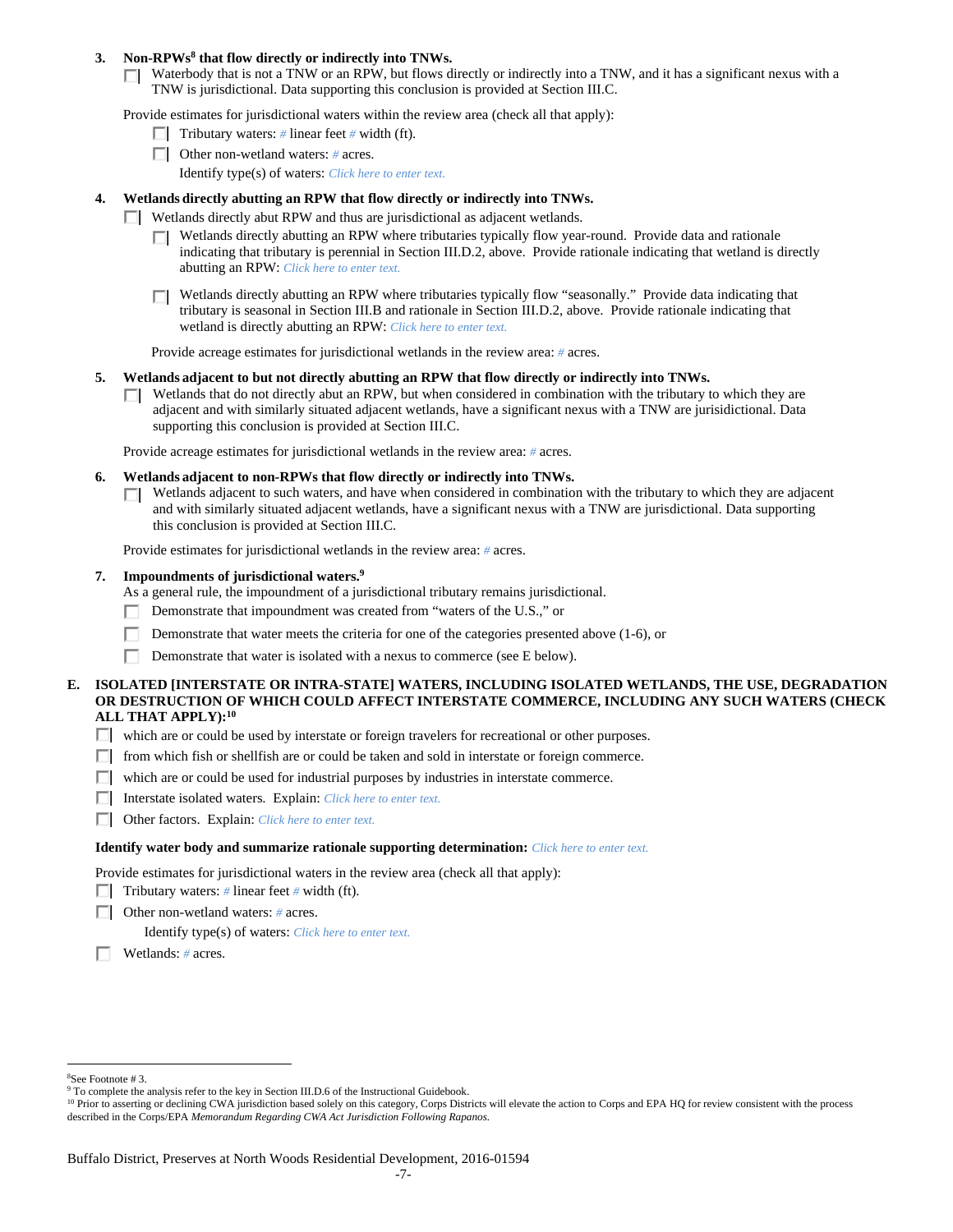**3. Non-RPWs[8] that flow directly or indirectly into TNWs.**

☐ Waterbody that is not a TNW or an RPW, but flows directly or indirectly into a TNW, and it has a significant nexus with a TNW is jurisdictional. Data supporting this conclusion is provided at Section III.C.

Provide estimates for jurisdictional waters within the review area (check all that apply):

- ☐ Tributary waters: # linear feet # width (ft).
- ☐ Other non-wetland waters: # acres.

  Identify type(s) of waters: *Click here to enter text.*

**4. Wetlands directly abutting an RPW that flow directly or indirectly into TNWs.**

☐ Wetlands directly abut RPW and thus are jurisdictional as adjacent wetlands.

- ☐ Wetlands directly abutting an RPW where tributaries typically flow year-round. Provide data and rationale indicating that tributary is perennial in Section III.D.2, above. Provide rationale indicating that wetland is directly abutting an RPW: *Click here to enter text.*

- ☐ Wetlands directly abutting an RPW where tributaries typically flow "seasonally." Provide data indicating that tributary is seasonal in Section III.B and rationale in Section III.D.2, above. Provide rationale indicating that wetland is directly abutting an RPW: *Click here to enter text.*

Provide acreage estimates for jurisdictional wetlands in the review area: # acres.

**5. Wetlands adjacent to but not directly abutting an RPW that flow directly or indirectly into TNWs.**

☐ Wetlands that do not directly abut an RPW, but when considered in combination with the tributary to which they are adjacent and with similarly situated adjacent wetlands, have a significant nexus with a TNW are jurisidictional. Data supporting this conclusion is provided at Section III.C.

Provide acreage estimates for jurisdictional wetlands in the review area: # acres.

**6. Wetlands adjacent to non-RPWs that flow directly or indirectly into TNWs.**

☐ Wetlands adjacent to such waters, and have when considered in combination with the tributary to which they are adjacent and with similarly situated adjacent wetlands, have a significant nexus with a TNW are jurisdictional. Data supporting this conclusion is provided at Section III.C.

Provide estimates for jurisdictional wetlands in the review area: # acres.

**7. Impoundments of jurisdictional waters.[9]**

As a general rule, the impoundment of a jurisdictional tributary remains jurisdictional.

- ☐ Demonstrate that impoundment was created from "waters of the U.S.," or
- ☐ Demonstrate that water meets the criteria for one of the categories presented above (1-6), or
- ☐ Demonstrate that water is isolated with a nexus to commerce (see E below).

**E. ISOLATED [INTERSTATE OR INTRA-STATE] WATERS, INCLUDING ISOLATED WETLANDS, THE USE, DEGRADATION OR DESTRUCTION OF WHICH COULD AFFECT INTERSTATE COMMERCE, INCLUDING ANY SUCH WATERS (CHECK ALL THAT APPLY):[10]**

- ☐ which are or could be used by interstate or foreign travelers for recreational or other purposes.
- ☐ from which fish or shellfish are or could be taken and sold in interstate or foreign commerce.
- ☐ which are or could be used for industrial purposes by industries in interstate commerce.
- ☐ Interstate isolated waters. Explain: *Click here to enter text.*
- ☐ Other factors. Explain: *Click here to enter text.*

**Identify water body and summarize rationale supporting determination:** *Click here to enter text.*

Provide estimates for jurisdictional waters in the review area (check all that apply):

- ☐ Tributary waters: # linear feet # width (ft).
- ☐ Other non-wetland waters: # acres.

  Identify type(s) of waters: *Click here to enter text.*
- ☐ Wetlands: # acres.

---

[8]See Footnote # 3.

[9] To complete the analysis refer to the key in Section III.D.6 of the Instructional Guidebook.

[10] Prior to asserting or declining CWA jurisdiction based solely on this category, Corps Districts will elevate the action to Corps and EPA HQ for review consistent with the process described in the Corps/EPA *Memorandum Regarding CWA Act Jurisdiction Following Rapanos.*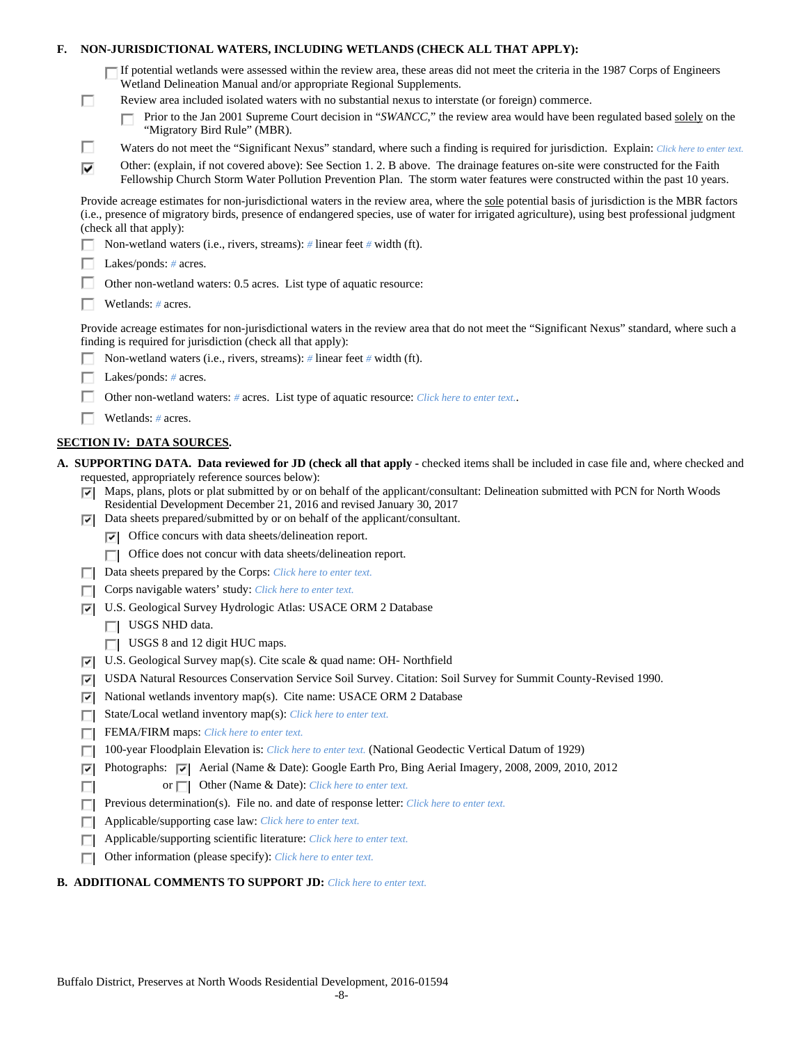**F. NON-JURISDICTIONAL WATERS, INCLUDING WETLANDS (CHECK ALL THAT APPLY):**

☐ If potential wetlands were assessed within the review area, these areas did not meet the criteria in the 1987 Corps of Engineers Wetland Delineation Manual and/or appropriate Regional Supplements.

☐ Review area included isolated waters with no substantial nexus to interstate (or foreign) commerce.

☐ Prior to the Jan 2001 Supreme Court decision in "*SWANCC*," the review area would have been regulated based solely on the "Migratory Bird Rule" (MBR).

☐ Waters do not meet the "Significant Nexus" standard, where such a finding is required for jurisdiction. Explain: *Click here to enter text.*

☑ Other: (explain, if not covered above): See Section 1. 2. B above. The drainage features on-site were constructed for the Faith Fellowship Church Storm Water Pollution Prevention Plan. The storm water features were constructed within the past 10 years.

Provide acreage estimates for non-jurisdictional waters in the review area, where the sole potential basis of jurisdiction is the MBR factors (i.e., presence of migratory birds, presence of endangered species, use of water for irrigated agriculture), using best professional judgment (check all that apply):

☐ Non-wetland waters (i.e., rivers, streams): # linear feet # width (ft).

☐ Lakes/ponds: # acres.

☐ Other non-wetland waters: 0.5 acres. List type of aquatic resource:

☐ Wetlands: # acres.

Provide acreage estimates for non-jurisdictional waters in the review area that do not meet the "Significant Nexus" standard, where such a finding is required for jurisdiction (check all that apply):

☐ Non-wetland waters (i.e., rivers, streams): # linear feet # width (ft).

☐ Lakes/ponds: # acres.

☐ Other non-wetland waters: # acres. List type of aquatic resource: *Click here to enter text.*.

☐ Wetlands: # acres.

## SECTION IV: DATA SOURCES.

**A. SUPPORTING DATA. Data reviewed for JD (check all that apply -** checked items shall be included in case file and, where checked and requested, appropriately reference sources below):

☑ Maps, plans, plots or plat submitted by or on behalf of the applicant/consultant: Delineation submitted with PCN for North Woods Residential Development December 21, 2016 and revised January 30, 2017

☑ Data sheets prepared/submitted by or on behalf of the applicant/consultant.

☑ Office concurs with data sheets/delineation report.

☐ Office does not concur with data sheets/delineation report.

☐ Data sheets prepared by the Corps: *Click here to enter text.*

☐ Corps navigable waters' study: *Click here to enter text.*

☑ U.S. Geological Survey Hydrologic Atlas: USACE ORM 2 Database

☐ USGS NHD data.

☐ USGS 8 and 12 digit HUC maps.

☑ U.S. Geological Survey map(s). Cite scale & quad name: OH- Northfield

☑ USDA Natural Resources Conservation Service Soil Survey. Citation: Soil Survey for Summit County-Revised 1990.

☑ National wetlands inventory map(s). Cite name: USACE ORM 2 Database

☐ State/Local wetland inventory map(s): *Click here to enter text.*

☐ FEMA/FIRM maps: *Click here to enter text.*

☐ 100-year Floodplain Elevation is: *Click here to enter text.* (National Geodectic Vertical Datum of 1929)

☑ Photographs: ☑ Aerial (Name & Date): Google Earth Pro, Bing Aerial Imagery, 2008, 2009, 2010, 2012

☐ or ☐ Other (Name & Date): *Click here to enter text.*

☐ Previous determination(s). File no. and date of response letter: *Click here to enter text.*

☐ Applicable/supporting case law: *Click here to enter text.*

☐ Applicable/supporting scientific literature: *Click here to enter text.*

☐ Other information (please specify): *Click here to enter text.*

**B. ADDITIONAL COMMENTS TO SUPPORT JD:** *Click here to enter text.*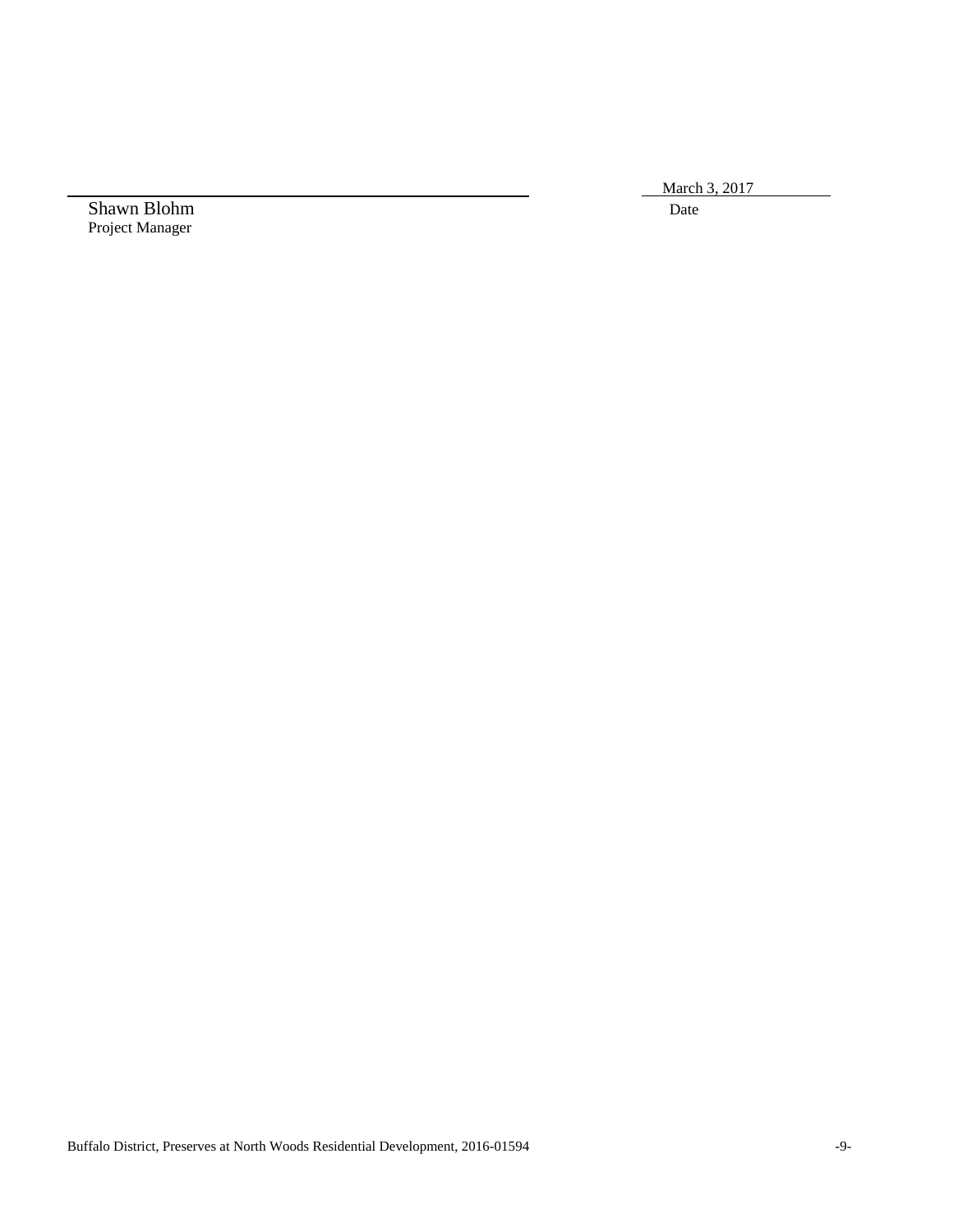Shawn Blohm
Project Manager

March 3, 2017
Date